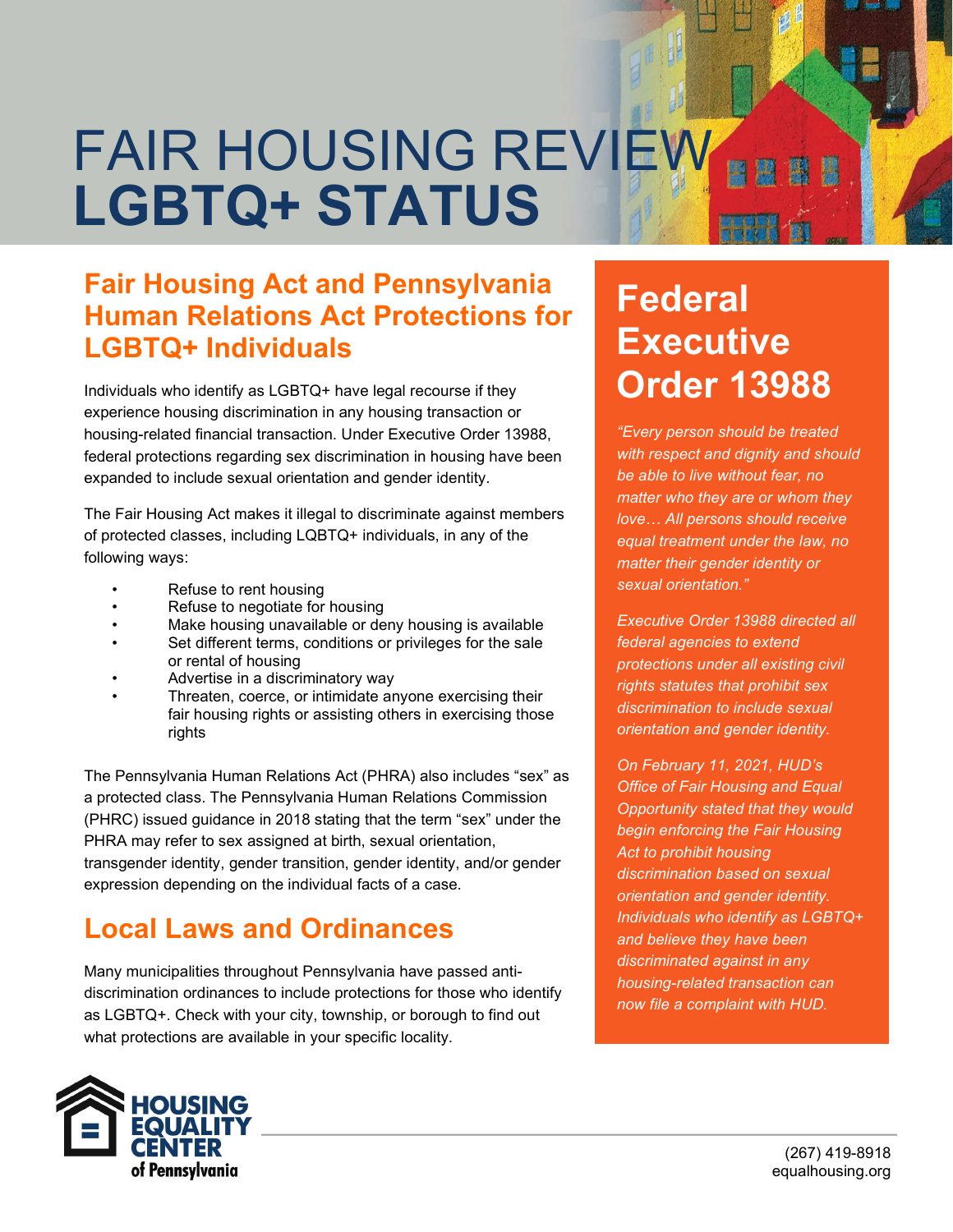# FAIR HOUSING REVIEW **LGBTQ+ STATUS**

## Fair Housing Act and Pennsylvania Human Relations Act Protections for LGBTQ+ Individuals

Individuals who identify as LGBTQ+ have legal recourse if they experience housing discrimination in any housing transaction or housing-related financial transaction. Under Executive Order 13988, federal protections regarding sex discrimination in housing have been expanded to include sexual orientation and gender identity.

The Fair Housing Act makes it illegal to discriminate against members of protected classes, including LQBTQ+ individuals, in any of the following ways:

- Refuse to rent housing
- Refuse to negotiate for housing
- Make housing unavailable or deny housing is available
- Set different terms, conditions or privileges for the sale or rental of housing
- Advertise in a discriminatory way
- Threaten, coerce, or intimidate anyone exercising their fair housing rights or assisting others in exercising those rights

The Pennsylvania Human Relatons Act (PHRA) also includes "sex" as a protected class. The Pennsylvania Human Relations Commission (PHRC) issued guidance in 2018 stating that the term "sex" under the PHRA may refer to sex assigned at birth, sexual orientation, transgender identity, gender transition, gender identity, and/or gender expression depending on the individual facts of a case.

## Local Laws and Ordinances

Many municipalities throughout Pennsylvania have passed anti-discrimination ordinances to include protections for those who identify as LGBTQ+. Check with your city, township, or borough to find out what protections are available in your specific locality.

## Federal Executive Order 13988

*"Every person should be treated with respect and dignity and should be able to live without fear, no matter who they are or whom they love… All persons should receive equal treatment under the law, no matter their gender identity or sexual orientation."*

*Executive Order 13988 directed all federal agencies to extend protections under all existing civil rights statutes that prohibit sex discrimination to include sexual orientation and gender identity.*

*On February 11, 2021, HUD's Office of Fair Housing and Equal Opportunity stated that they would begin enforcing the Fair Housing Act to prohibit housing discrimination based on sexual orientation and gender identity. Individuals who identify as LGBTQ+ and believe they have been discriminated against in any housing-related transaction can now file a complaint with HUD.*

**HOUSING EQUALITY CENTER of Pennsylvania**

(267) 419-8918
equalhousing.org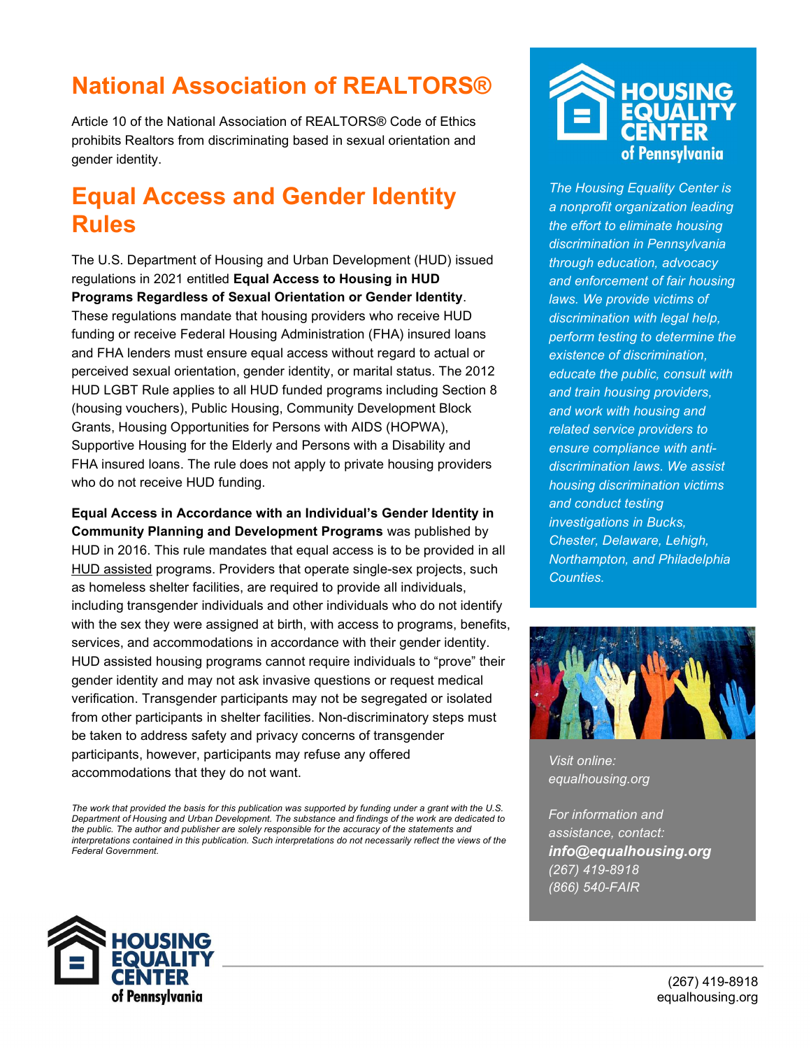# National Association of REALTORS®

Article 10 of the National Association of REALTORS® Code of Ethics prohibits Realtors from discriminating based in sexual orientation and gender identity.

# Equal Access and Gender Identity Rules

The U.S. Department of Housing and Urban Development (HUD) issued regulations in 2021 entitled **Equal Access to Housing in HUD Programs Regardless of Sexual Orientation or Gender Identity**. These regulations mandate that housing providers who receive HUD funding or receive Federal Housing Administration (FHA) insured loans and FHA lenders must ensure equal access without regard to actual or perceived sexual orientation, gender identity, or marital status. The 2012 HUD LGBT Rule applies to all HUD funded programs including Section 8 (housing vouchers), Public Housing, Community Development Block Grants, Housing Opportunities for Persons with AIDS (HOPWA), Supportive Housing for the Elderly and Persons with a Disability and FHA insured loans. The rule does not apply to private housing providers who do not receive HUD funding.

**Equal Access in Accordance with an Individual's Gender Identity in Community Planning and Development Programs** was published by HUD in 2016. This rule mandates that equal access is to be provided in all HUD assisted programs. Providers that operate single-sex projects, such as homeless shelter facilities, are required to provide all individuals, including transgender individuals and other individuals who do not identify with the sex they were assigned at birth, with access to programs, benefits, services, and accommodations in accordance with their gender identity. HUD assisted housing programs cannot require individuals to "prove" their gender identity and may not ask invasive questions or request medical verification. Transgender participants may not be segregated or isolated from other participants in shelter facilities. Non-discriminatory steps must be taken to address safety and privacy concerns of transgender participants, however, participants may refuse any offered accommodations that they do not want.

*The work that provided the basis for this publication was supported by funding under a grant with the U.S. Department of Housing and Urban Development. The substance and findings of the work are dedicated to the public. The author and publisher are solely responsible for the accuracy of the statements and interpretations contained in this publication. Such interpretations do not necessarily reflect the views of the Federal Government.*

**HOUSING EQUALITY CENTER of Pennsylvania**

*The Housing Equality Center is a nonprofit organization leading the effort to eliminate housing discrimination in Pennsylvania through education, advocacy and enforcement of fair housing laws. We provide victims of discrimination with legal help, perform testing to determine the existence of discrimination, educate the public, consult with and train housing providers, and work with housing and related service providers to ensure compliance with anti-discrimination laws. We assist housing discrimination victims and conduct testing investigations in Bucks, Chester, Delaware, Lehigh, Northampton, and Philadelphia Counties.*

*Visit online:*
*equalhousing.org*

*For information and assistance, contact:*
***info@equalhousing.org***
*(267) 419-8918*
*(866) 540-FAIR*

**HOUSING EQUALITY CENTER of Pennsylvania**

(267) 419-8918
equalhousing.org